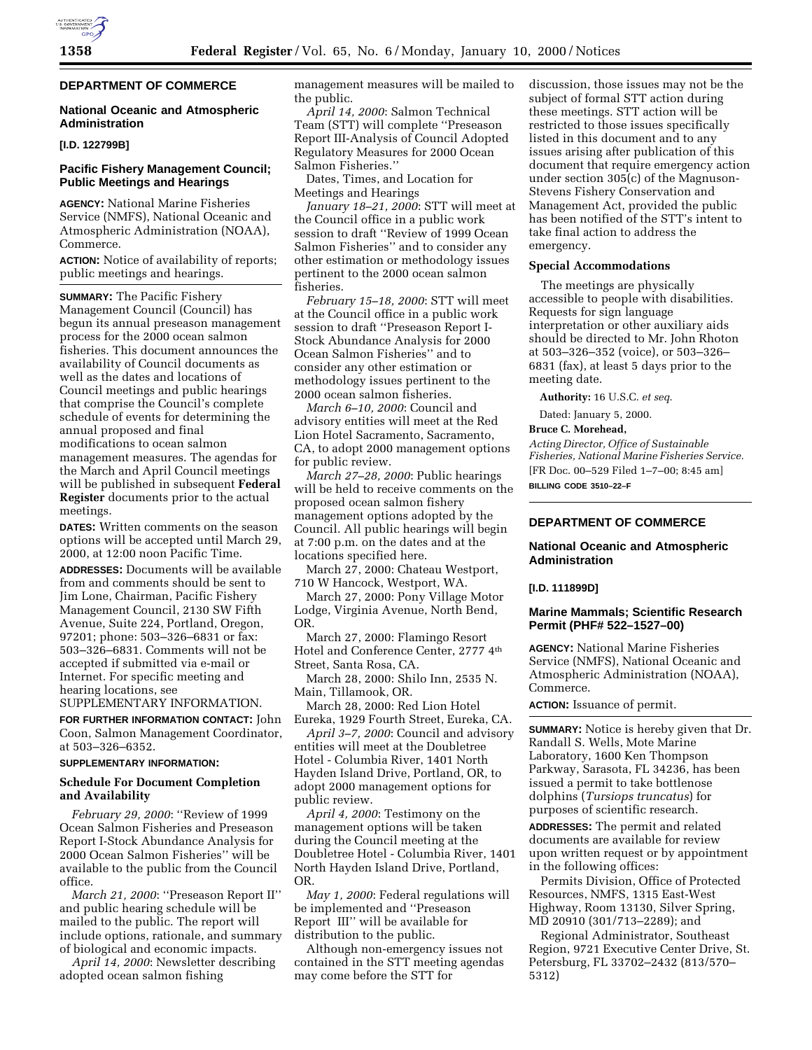## DEPARTMENT OF COMMERCE

### National Oceanic and Atmospheric Administration

**[I.D. 122799B]**

### Pacific Fishery Management Council; Public Meetings and Hearings

**AGENCY:** National Marine Fisheries Service (NMFS), National Oceanic and Atmospheric Administration (NOAA), Commerce.

**ACTION:** Notice of availability of reports; public meetings and hearings.

**SUMMARY:** The Pacific Fishery Management Council (Council) has begun its annual preseason management process for the 2000 ocean salmon fisheries. This document announces the availability of Council documents as well as the dates and locations of Council meetings and public hearings that comprise the Council's complete schedule of events for determining the annual proposed and final modifications to ocean salmon management measures. The agendas for the March and April Council meetings will be published in subsequent **Federal Register** documents prior to the actual meetings.

**DATES:** Written comments on the season options will be accepted until March 29, 2000, at 12:00 noon Pacific Time.

**ADDRESSES:** Documents will be available from and comments should be sent to Jim Lone, Chairman, Pacific Fishery Management Council, 2130 SW Fifth Avenue, Suite 224, Portland, Oregon, 97201; phone: 503–326–6831 or fax: 503–326–6831. Comments will not be accepted if submitted via e-mail or Internet. For specific meeting and hearing locations, see SUPPLEMENTARY INFORMATION.

**FOR FURTHER INFORMATION CONTACT:** John Coon, Salmon Management Coordinator, at 503–326–6352.

**SUPPLEMENTARY INFORMATION:**

#### Schedule For Document Completion and Availability

*February 29, 2000*: ''Review of 1999 Ocean Salmon Fisheries and Preseason Report I-Stock Abundance Analysis for 2000 Ocean Salmon Fisheries'' will be available to the public from the Council office.

*March 21, 2000*: ''Preseason Report II'' and public hearing schedule will be mailed to the public. The report will include options, rationale, and summary of biological and economic impacts.

*April 14, 2000*: Newsletter describing adopted ocean salmon fishing management measures will be mailed to the public.

*April 14, 2000*: Salmon Technical Team (STT) will complete ''Preseason Report III-Analysis of Council Adopted Regulatory Measures for 2000 Ocean Salmon Fisheries.''

Dates, Times, and Location for Meetings and Hearings

*January 18–21, 2000*: STT will meet at the Council office in a public work session to draft ''Review of 1999 Ocean Salmon Fisheries'' and to consider any other estimation or methodology issues pertinent to the 2000 ocean salmon fisheries.

*February 15–18, 2000*: STT will meet at the Council office in a public work session to draft ''Preseason Report I-Stock Abundance Analysis for 2000 Ocean Salmon Fisheries'' and to consider any other estimation or methodology issues pertinent to the 2000 ocean salmon fisheries.

*March 6–10, 2000*: Council and advisory entities will meet at the Red Lion Hotel Sacramento, Sacramento, CA, to adopt 2000 management options for public review.

*March 27–28, 2000*: Public hearings will be held to receive comments on the proposed ocean salmon fishery management options adopted by the Council. All public hearings will begin at 7:00 p.m. on the dates and at the locations specified here.

March 27, 2000: Chateau Westport, 710 W Hancock, Westport, WA.

March 27, 2000: Pony Village Motor Lodge, Virginia Avenue, North Bend, OR.

March 27, 2000: Flamingo Resort Hotel and Conference Center, 2777 4th Street, Santa Rosa, CA.

March 28, 2000: Shilo Inn, 2535 N. Main, Tillamook, OR.

March 28, 2000: Red Lion Hotel Eureka, 1929 Fourth Street, Eureka, CA.

*April 3–7, 2000*: Council and advisory entities will meet at the Doubletree Hotel - Columbia River, 1401 North Hayden Island Drive, Portland, OR, to adopt 2000 management options for public review.

*April 4, 2000*: Testimony on the management options will be taken during the Council meeting at the Doubletree Hotel - Columbia River, 1401 North Hayden Island Drive, Portland, OR.

*May 1, 2000*: Federal regulations will be implemented and ''Preseason Report III'' will be available for distribution to the public.

Although non-emergency issues not contained in the STT meeting agendas may come before the STT for discussion, those issues may not be the subject of formal STT action during these meetings. STT action will be restricted to those issues specifically listed in this document and to any issues arising after publication of this document that require emergency action under section 305(c) of the Magnuson-Stevens Fishery Conservation and Management Act, provided the public has been notified of the STT's intent to take final action to address the emergency.

#### Special Accommodations

The meetings are physically accessible to people with disabilities. Requests for sign language interpretation or other auxiliary aids should be directed to Mr. John Rhoton at 503–326–352 (voice), or 503–326–6831 (fax), at least 5 days prior to the meeting date.

**Authority:** 16 U.S.C. *et seq.*

Dated: January 5, 2000.

**Bruce C. Morehead,**

*Acting Director, Office of Sustainable Fisheries, National Marine Fisheries Service.*

[FR Doc. 00–529 Filed 1–7–00; 8:45 am]

**BILLING CODE 3510–22–F**

## DEPARTMENT OF COMMERCE

### National Oceanic and Atmospheric Administration

**[I.D. 111899D]**

### Marine Mammals; Scientific Research Permit (PHF# 522–1527–00)

**AGENCY:** National Marine Fisheries Service (NMFS), National Oceanic and Atmospheric Administration (NOAA), Commerce.

**ACTION:** Issuance of permit.

**SUMMARY:** Notice is hereby given that Dr. Randall S. Wells, Mote Marine Laboratory, 1600 Ken Thompson Parkway, Sarasota, FL 34236, has been issued a permit to take bottlenose dolphins (*Tursiops truncatus*) for purposes of scientific research.

**ADDRESSES:** The permit and related documents are available for review upon written request or by appointment in the following offices:

Permits Division, Office of Protected Resources, NMFS, 1315 East-West Highway, Room 13130, Silver Spring, MD 20910 (301/713–2289); and

Regional Administrator, Southeast Region, 9721 Executive Center Drive, St. Petersburg, FL 33702–2432 (813/570–5312)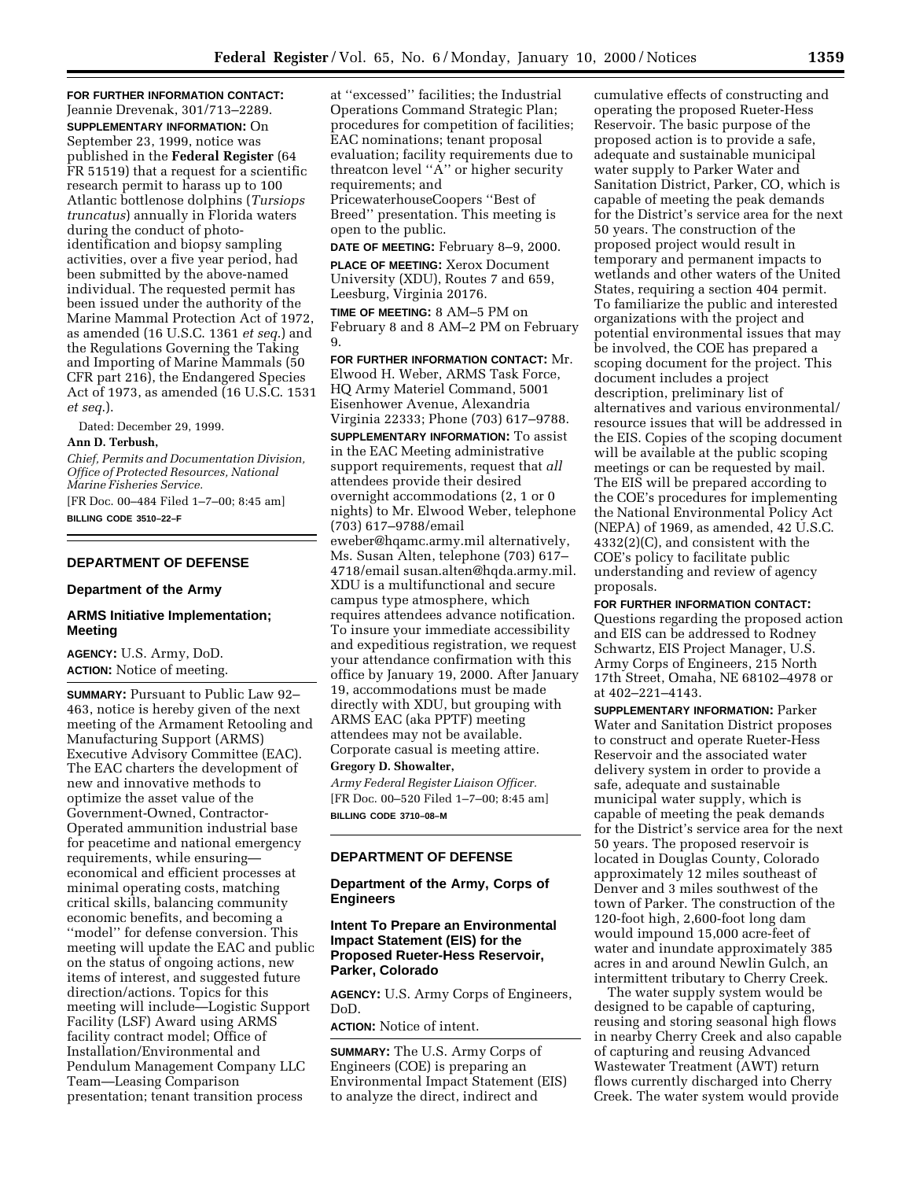**FOR FURTHER INFORMATION CONTACT:** Jeannie Drevenak, 301/713–2289.

**SUPPLEMENTARY INFORMATION:** On September 23, 1999, notice was published in the **Federal Register** (64 FR 51519) that a request for a scientific research permit to harass up to 100 Atlantic bottlenose dolphins (*Tursiops truncatus*) annually in Florida waters during the conduct of photo-identification and biopsy sampling activities, over a five year period, had been submitted by the above-named individual. The requested permit has been issued under the authority of the Marine Mammal Protection Act of 1972, as amended (16 U.S.C. 1361 *et seq.*) and the Regulations Governing the Taking and Importing of Marine Mammals (50 CFR part 216), the Endangered Species Act of 1973, as amended (16 U.S.C. 1531 *et seq.*).

Dated: December 29, 1999.

**Ann D. Terbush,**

*Chief, Permits and Documentation Division, Office of Protected Resources, National Marine Fisheries Service.*

[FR Doc. 00–484 Filed 1–7–00; 8:45 am]

**BILLING CODE 3510–22–F**

---

## DEPARTMENT OF DEFENSE

### Department of the Army

### ARMS Initiative Implementation; Meeting

**AGENCY:** U.S. Army, DoD.

**ACTION:** Notice of meeting.

**SUMMARY:** Pursuant to Public Law 92–463, notice is hereby given of the next meeting of the Armament Retooling and Manufacturing Support (ARMS) Executive Advisory Committee (EAC). The EAC charters the development of new and innovative methods to optimize the asset value of the Government-Owned, Contractor-Operated ammunition industrial base for peacetime and national emergency requirements, while ensuring—economical and efficient processes at minimal operating costs, matching critical skills, balancing community economic benefits, and becoming a ''model'' for defense conversion. This meeting will update the EAC and public on the status of ongoing actions, new items of interest, and suggested future direction/actions. Topics for this meeting will include—Logistic Support Facility (LSF) Award using ARMS facility contract model; Office of Installation/Environmental and Pendulum Management Company LLC Team—Leasing Comparison presentation; tenant transition process at ''excessed'' facilities; the Industrial Operations Command Strategic Plan; procedures for competition of facilities; EAC nominations; tenant proposal evaluation; facility requirements due to threatcon level ''A'' or higher security requirements; and PricewaterhouseCoopers ''Best of Breed'' presentation. This meeting is open to the public.

**DATE OF MEETING:** February 8–9, 2000.

**PLACE OF MEETING:** Xerox Document University (XDU), Routes 7 and 659, Leesburg, Virginia 20176.

**TIME OF MEETING:** 8 AM–5 PM on February 8 and 8 AM–2 PM on February 9.

**FOR FURTHER INFORMATION CONTACT:** Mr. Elwood H. Weber, ARMS Task Force, HQ Army Materiel Command, 5001 Eisenhower Avenue, Alexandria Virginia 22333; Phone (703) 617–9788.

**SUPPLEMENTARY INFORMATION:** To assist in the EAC Meeting administrative support requirements, request that *all* attendees provide their desired overnight accommodations (2, 1 or 0 nights) to Mr. Elwood Weber, telephone (703) 617–9788/email eweber@hqamc.army.mil alternatively, Ms. Susan Alten, telephone (703) 617–4718/email susan.alten@hqda.army.mil. XDU is a multifunctional and secure campus type atmosphere, which requires attendees advance notification. To insure your immediate accessibility and expeditious registration, we request your attendance confirmation with this office by January 19, 2000. After January 19, accommodations must be made directly with XDU, but grouping with ARMS EAC (aka PPTF) meeting attendees may not be available. Corporate casual is meeting attire.

**Gregory D. Showalter,**

*Army Federal Register Liaison Officer.*

[FR Doc. 00–520 Filed 1–7–00; 8:45 am]

**BILLING CODE 3710–08–M**

---

## DEPARTMENT OF DEFENSE

### Department of the Army, Corps of Engineers

### Intent To Prepare an Environmental Impact Statement (EIS) for the Proposed Rueter-Hess Reservoir, Parker, Colorado

**AGENCY:** U.S. Army Corps of Engineers, DoD.

**ACTION:** Notice of intent.

**SUMMARY:** The U.S. Army Corps of Engineers (COE) is preparing an Environmental Impact Statement (EIS) to analyze the direct, indirect and cumulative effects of constructing and operating the proposed Rueter-Hess Reservoir. The basic purpose of the proposed action is to provide a safe, adequate and sustainable municipal water supply to Parker Water and Sanitation District, Parker, CO, which is capable of meeting the peak demands for the District's service area for the next 50 years. The construction of the proposed project would result in temporary and permanent impacts to wetlands and other waters of the United States, requiring a section 404 permit. To familiarize the public and interested organizations with the project and potential environmental issues that may be involved, the COE has prepared a scoping document for the project. This document includes a project description, preliminary list of alternatives and various environmental/resource issues that will be addressed in the EIS. Copies of the scoping document will be available at the public scoping meetings or can be requested by mail. The EIS will be prepared according to the COE's procedures for implementing the National Environmental Policy Act (NEPA) of 1969, as amended, 42 U.S.C. 4332(2)(C), and consistent with the COE's policy to facilitate public understanding and review of agency proposals.

**FOR FURTHER INFORMATION CONTACT:** Questions regarding the proposed action and EIS can be addressed to Rodney Schwartz, EIS Project Manager, U.S. Army Corps of Engineers, 215 North 17th Street, Omaha, NE 68102–4978 or at 402–221–4143.

**SUPPLEMENTARY INFORMATION:** Parker Water and Sanitation District proposes to construct and operate Rueter-Hess Reservoir and the associated water delivery system in order to provide a safe, adequate and sustainable municipal water supply, which is capable of meeting the peak demands for the District's service area for the next 50 years. The proposed reservoir is located in Douglas County, Colorado approximately 12 miles southeast of Denver and 3 miles southwest of the town of Parker. The construction of the 120-foot high, 2,600-foot long dam would impound 15,000 acre-feet of water and inundate approximately 385 acres in and around Newlin Gulch, an intermittent tributary to Cherry Creek.

The water supply system would be designed to be capable of capturing, reusing and storing seasonal high flows in nearby Cherry Creek and also capable of capturing and reusing Advanced Wastewater Treatment (AWT) return flows currently discharged into Cherry Creek. The water system would provide